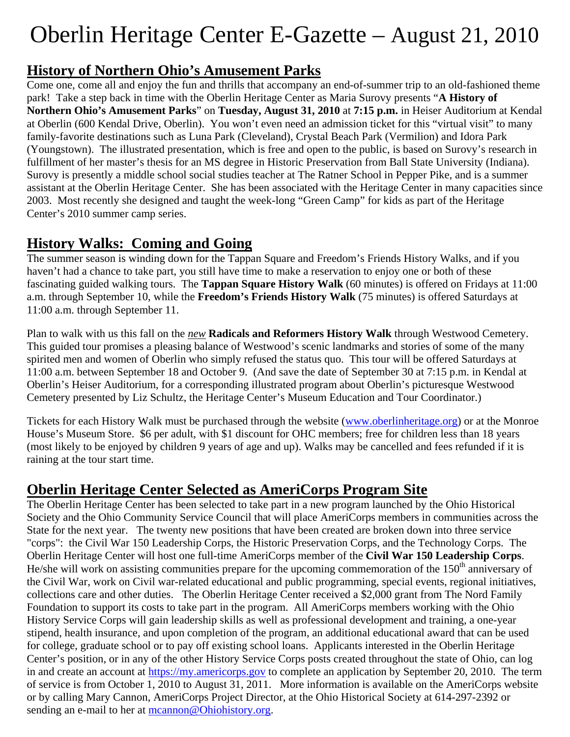# Oberlin Heritage Center E-Gazette – August 21, 2010

## History of Northern Ohio's Amusement Parks

Come one, come all and enjoy the fun and thrills that accompany an end-of-summer trip to an old-fashioned theme park! Take a step back in time with the Oberlin Heritage Center as Maria Surovy presents "**A History of Northern Ohio's Amusement Parks**" on **Tuesday, August 31, 2010** at **7:15 p.m.** in Heiser Auditorium at Kendal at Oberlin (600 Kendal Drive, Oberlin). You won't even need an admission ticket for this "virtual visit" to many family-favorite destinations such as Luna Park (Cleveland), Crystal Beach Park (Vermilion) and Idora Park (Youngstown). The illustrated presentation, which is free and open to the public, is based on Surovy's research in fulfillment of her master's thesis for an MS degree in Historic Preservation from Ball State University (Indiana). Surovy is presently a middle school social studies teacher at The Ratner School in Pepper Pike, and is a summer assistant at the Oberlin Heritage Center. She has been associated with the Heritage Center in many capacities since 2003. Most recently she designed and taught the week-long "Green Camp" for kids as part of the Heritage Center's 2010 summer camp series.

## History Walks: Coming and Going

The summer season is winding down for the Tappan Square and Freedom's Friends History Walks, and if you haven't had a chance to take part, you still have time to make a reservation to enjoy one or both of these fascinating guided walking tours. The **Tappan Square History Walk** (60 minutes) is offered on Fridays at 11:00 a.m. through September 10, while the **Freedom's Friends History Walk** (75 minutes) is offered Saturdays at 11:00 a.m. through September 11.

Plan to walk with us this fall on the ***new*** **Radicals and Reformers History Walk** through Westwood Cemetery. This guided tour promises a pleasing balance of Westwood's scenic landmarks and stories of some of the many spirited men and women of Oberlin who simply refused the status quo. This tour will be offered Saturdays at 11:00 a.m. between September 18 and October 9. (And save the date of September 30 at 7:15 p.m. in Kendal at Oberlin's Heiser Auditorium, for a corresponding illustrated program about Oberlin's picturesque Westwood Cemetery presented by Liz Schultz, the Heritage Center's Museum Education and Tour Coordinator.)

Tickets for each History Walk must be purchased through the website (www.oberlinheritage.org) or at the Monroe House's Museum Store. \$6 per adult, with \$1 discount for OHC members; free for children less than 18 years (most likely to be enjoyed by children 9 years of age and up). Walks may be cancelled and fees refunded if it is raining at the tour start time.

## Oberlin Heritage Center Selected as AmeriCorps Program Site

The Oberlin Heritage Center has been selected to take part in a new program launched by the Ohio Historical Society and the Ohio Community Service Council that will place AmeriCorps members in communities across the State for the next year. The twenty new positions that have been created are broken down into three service "corps": the Civil War 150 Leadership Corps, the Historic Preservation Corps, and the Technology Corps. The Oberlin Heritage Center will host one full-time AmeriCorps member of the **Civil War 150 Leadership Corps**. He/she will work on assisting communities prepare for the upcoming commemoration of the 150th anniversary of the Civil War, work on Civil war-related educational and public programming, special events, regional initiatives, collections care and other duties. The Oberlin Heritage Center received a \$2,000 grant from The Nord Family Foundation to support its costs to take part in the program. All AmeriCorps members working with the Ohio History Service Corps will gain leadership skills as well as professional development and training, a one-year stipend, health insurance, and upon completion of the program, an additional educational award that can be used for college, graduate school or to pay off existing school loans. Applicants interested in the Oberlin Heritage Center's position, or in any of the other History Service Corps posts created throughout the state of Ohio, can log in and create an account at https://my.americorps.gov to complete an application by September 20, 2010. The term of service is from October 1, 2010 to August 31, 2011. More information is available on the AmeriCorps website or by calling Mary Cannon, AmeriCorps Project Director, at the Ohio Historical Society at 614-297-2392 or sending an e-mail to her at mcannon@Ohiohistory.org.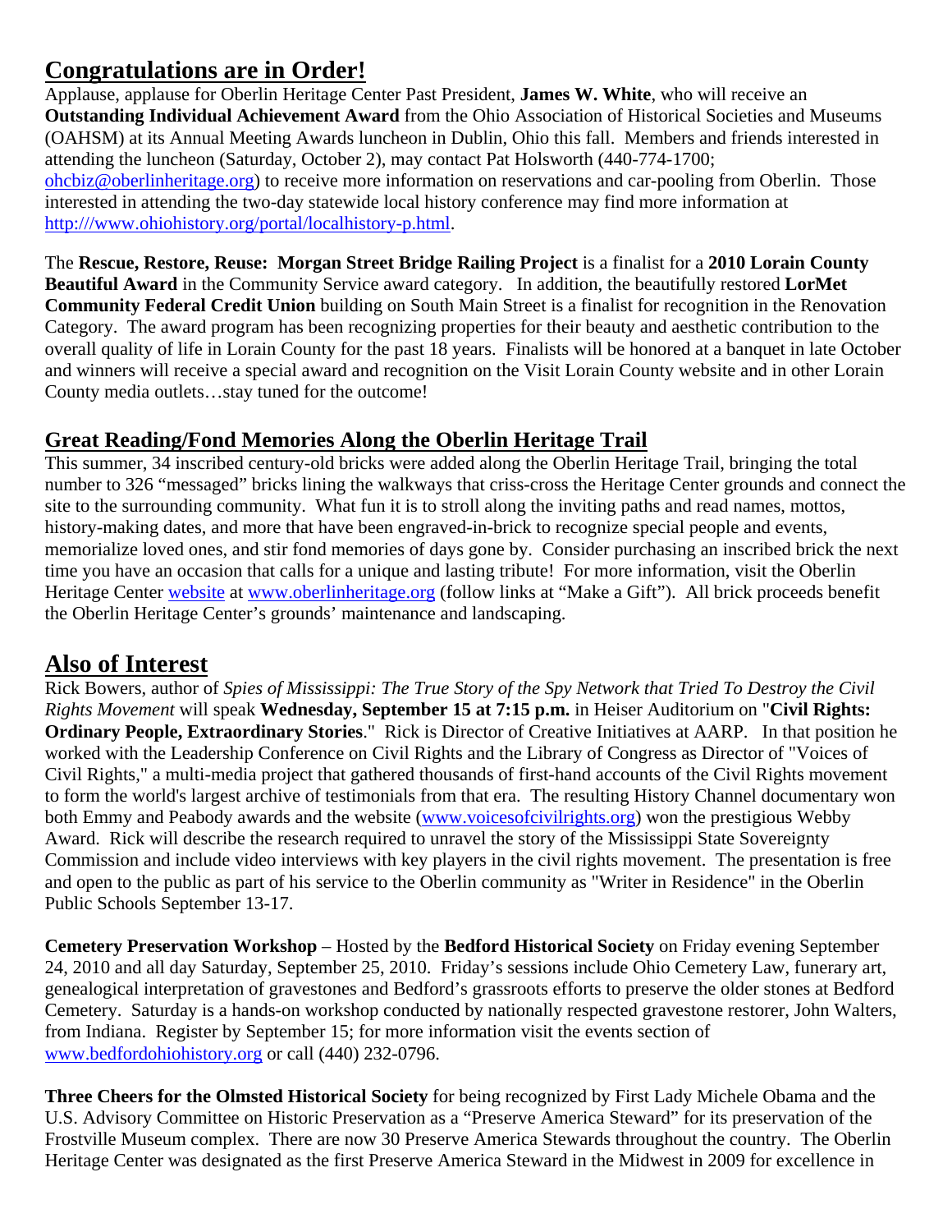## Congratulations are in Order!

Applause, applause for Oberlin Heritage Center Past President, **James W. White**, who will receive an **Outstanding Individual Achievement Award** from the Ohio Association of Historical Societies and Museums (OAHSM) at its Annual Meeting Awards luncheon in Dublin, Ohio this fall. Members and friends interested in attending the luncheon (Saturday, October 2), may contact Pat Holsworth (440-774-1700; ohcbiz@oberlinheritage.org) to receive more information on reservations and car-pooling from Oberlin. Those interested in attending the two-day statewide local history conference may find more information at http:///www.ohiohistory.org/portal/localhistory-p.html.

The **Rescue, Restore, Reuse: Morgan Street Bridge Railing Project** is a finalist for a **2010 Lorain County Beautiful Award** in the Community Service award category. In addition, the beautifully restored **LorMet Community Federal Credit Union** building on South Main Street is a finalist for recognition in the Renovation Category. The award program has been recognizing properties for their beauty and aesthetic contribution to the overall quality of life in Lorain County for the past 18 years. Finalists will be honored at a banquet in late October and winners will receive a special award and recognition on the Visit Lorain County website and in other Lorain County media outlets…stay tuned for the outcome!

### Great Reading/Fond Memories Along the Oberlin Heritage Trail

This summer, 34 inscribed century-old bricks were added along the Oberlin Heritage Trail, bringing the total number to 326 "messaged" bricks lining the walkways that criss-cross the Heritage Center grounds and connect the site to the surrounding community. What fun it is to stroll along the inviting paths and read names, mottos, history-making dates, and more that have been engraved-in-brick to recognize special people and events, memorialize loved ones, and stir fond memories of days gone by. Consider purchasing an inscribed brick the next time you have an occasion that calls for a unique and lasting tribute! For more information, visit the Oberlin Heritage Center website at www.oberlinheritage.org (follow links at "Make a Gift"). All brick proceeds benefit the Oberlin Heritage Center's grounds' maintenance and landscaping.

## Also of Interest

Rick Bowers, author of *Spies of Mississippi: The True Story of the Spy Network that Tried To Destroy the Civil Rights Movement* will speak **Wednesday, September 15 at 7:15 p.m.** in Heiser Auditorium on "**Civil Rights: Ordinary People, Extraordinary Stories**." Rick is Director of Creative Initiatives at AARP. In that position he worked with the Leadership Conference on Civil Rights and the Library of Congress as Director of "Voices of Civil Rights," a multi-media project that gathered thousands of first-hand accounts of the Civil Rights movement to form the world's largest archive of testimonials from that era. The resulting History Channel documentary won both Emmy and Peabody awards and the website (www.voicesofcivilrights.org) won the prestigious Webby Award. Rick will describe the research required to unravel the story of the Mississippi State Sovereignty Commission and include video interviews with key players in the civil rights movement. The presentation is free and open to the public as part of his service to the Oberlin community as "Writer in Residence" in the Oberlin Public Schools September 13-17.

**Cemetery Preservation Workshop** – Hosted by the **Bedford Historical Society** on Friday evening September 24, 2010 and all day Saturday, September 25, 2010. Friday's sessions include Ohio Cemetery Law, funerary art, genealogical interpretation of gravestones and Bedford's grassroots efforts to preserve the older stones at Bedford Cemetery. Saturday is a hands-on workshop conducted by nationally respected gravestone restorer, John Walters, from Indiana. Register by September 15; for more information visit the events section of www.bedfordohiohistory.org or call (440) 232-0796.

**Three Cheers for the Olmsted Historical Society** for being recognized by First Lady Michele Obama and the U.S. Advisory Committee on Historic Preservation as a "Preserve America Steward" for its preservation of the Frostville Museum complex. There are now 30 Preserve America Stewards throughout the country. The Oberlin Heritage Center was designated as the first Preserve America Steward in the Midwest in 2009 for excellence in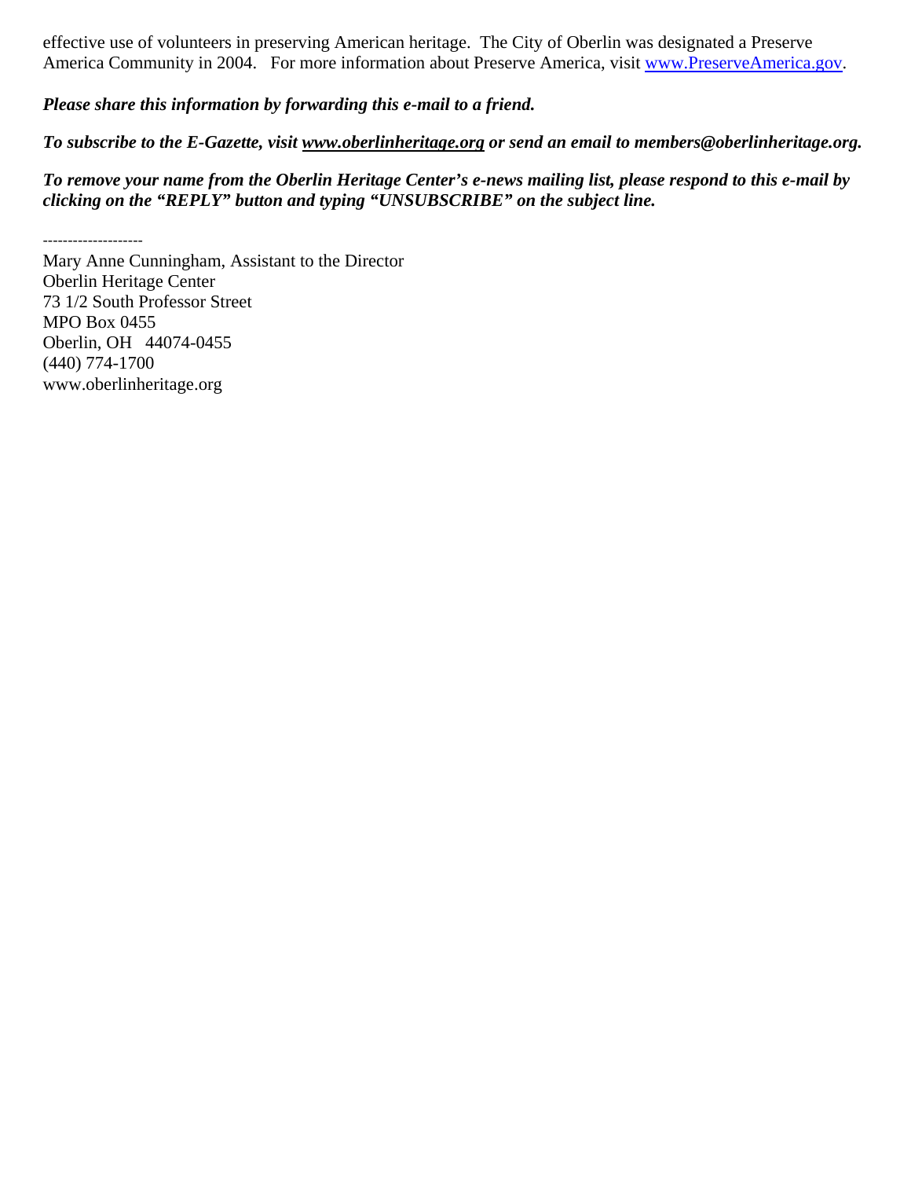effective use of volunteers in preserving American heritage. The City of Oberlin was designated a Preserve America Community in 2004. For more information about Preserve America, visit www.PreserveAmerica.gov.

***Please share this information by forwarding this e-mail to a friend.***

***To subscribe to the E-Gazette, visit www.oberlinheritage.org or send an email to members@oberlinheritage.org.***

***To remove your name from the Oberlin Heritage Center's e-news mailing list, please respond to this e-mail by clicking on the "REPLY" button and typing "UNSUBSCRIBE" on the subject line.***

--------------------

Mary Anne Cunningham, Assistant to the Director  
Oberlin Heritage Center  
73 1/2 South Professor Street  
MPO Box 0455  
Oberlin, OH 44074-0455  
(440) 774-1700  
www.oberlinheritage.org